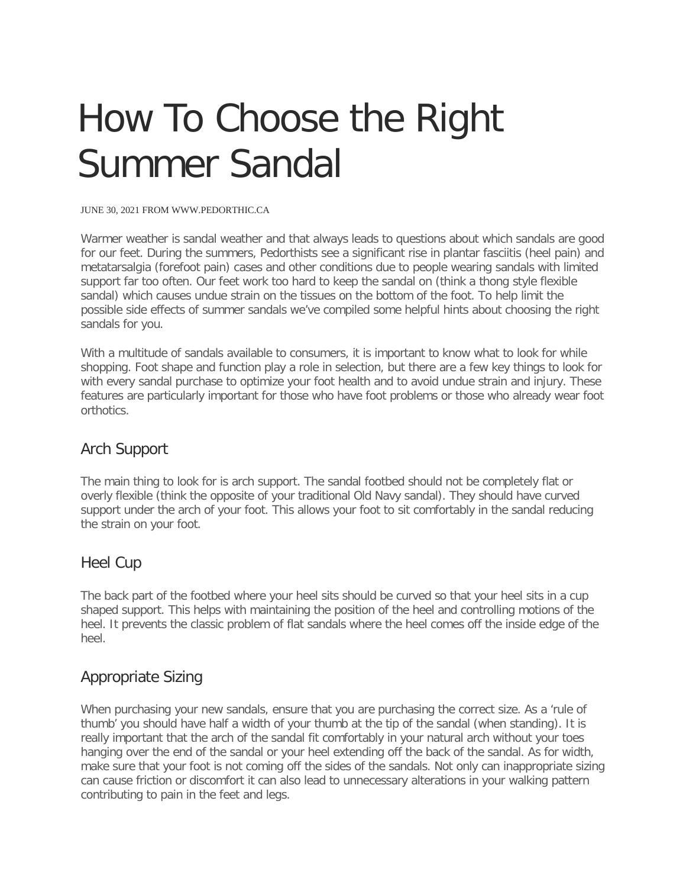# How To Choose the Right Summer Sandal

JUNE 30, 2021 FROM WWW.PEDORTHIC.CA

Warmer weather is sandal weather and that always leads to questions about which sandals are good for our feet. During the summers, Pedorthists see a significant rise in plantar fasciitis (heel pain) and metatarsalgia (forefoot pain) cases and other conditions due to people wearing sandals with limited support far too often. Our feet work too hard to keep the sandal on (think a thong style flexible sandal) which causes undue strain on the tissues on the bottom of the foot. To help limit the possible side effects of summer sandals we've compiled some helpful hints about choosing the right sandals for you.

With a multitude of sandals available to consumers, it is important to know what to look for while shopping. Foot shape and function play a role in selection, but there are a few key things to look for with every sandal purchase to optimize your foot health and to avoid undue strain and injury. These features are particularly important for those who have foot problems or those who already wear foot orthotics.

## Arch Support

The main thing to look for is arch support. The sandal footbed should not be completely flat or overly flexible (think the opposite of your traditional Old Navy sandal). They should have curved support under the arch of your foot. This allows your foot to sit comfortably in the sandal reducing the strain on your foot.

## Heel Cup

The back part of the footbed where your heel sits should be curved so that your heel sits in a cup shaped support. This helps with maintaining the position of the heel and controlling motions of the heel. It prevents the classic problem of flat sandals where the heel comes off the inside edge of the heel.

## Appropriate Sizing

When purchasing your new sandals, ensure that you are purchasing the correct size. As a 'rule of thumb' you should have half a width of your thumb at the tip of the sandal (when standing). It is really important that the arch of the sandal fit comfortably in your natural arch without your toes hanging over the end of the sandal or your heel extending off the back of the sandal. As for width, make sure that your foot is not coming off the sides of the sandals. Not only can inappropriate sizing can cause friction or discomfort it can also lead to unnecessary alterations in your walking pattern contributing to pain in the feet and legs.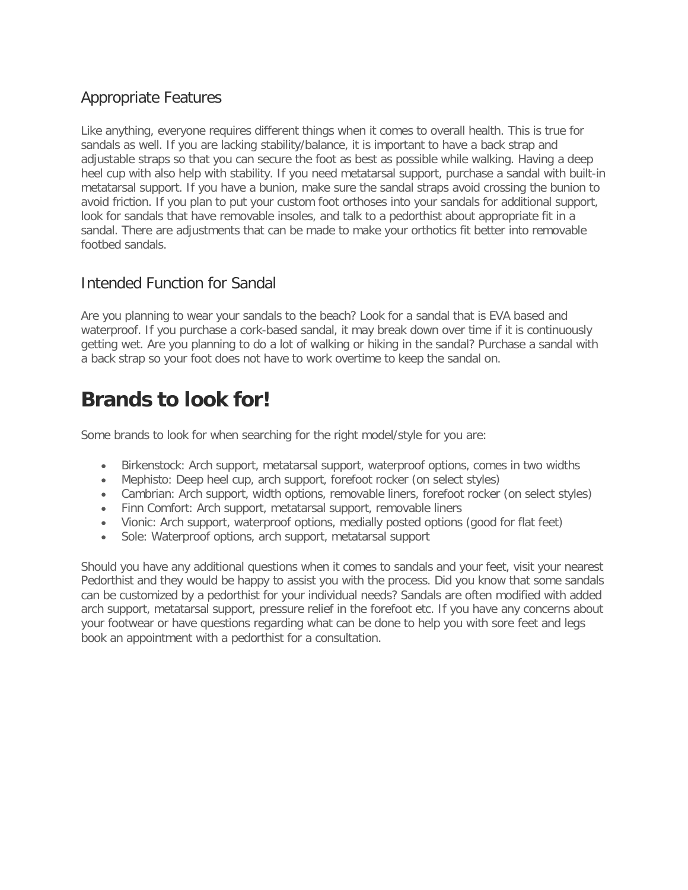### Appropriate Features

Like anything, everyone requires different things when it comes to overall health. This is true for sandals as well. If you are lacking stability/balance, it is important to have a back strap and adjustable straps so that you can secure the foot as best as possible while walking. Having a deep heel cup with also help with stability. If you need metatarsal support, purchase a sandal with built-in metatarsal support. If you have a bunion, make sure the sandal straps avoid crossing the bunion to avoid friction. If you plan to put your custom foot orthoses into your sandals for additional support, look for sandals that have removable insoles, and talk to a pedorthist about appropriate fit in a sandal. There are adjustments that can be made to make your orthotics fit better into removable footbed sandals.

### Intended Function for Sandal

Are you planning to wear your sandals to the beach? Look for a sandal that is EVA based and waterproof. If you purchase a cork-based sandal, it may break down over time if it is continuously getting wet. Are you planning to do a lot of walking or hiking in the sandal? Purchase a sandal with a back strap so your foot does not have to work overtime to keep the sandal on.

# Brands to look for!

Some brands to look for when searching for the right model/style for you are:

- Birkenstock: Arch support, metatarsal support, waterproof options, comes in two widths
- Mephisto: Deep heel cup, arch support, forefoot rocker (on select styles)
- Cambrian: Arch support, width options, removable liners, forefoot rocker (on select styles)
- Finn Comfort: Arch support, metatarsal support, removable liners
- Vionic: Arch support, waterproof options, medially posted options (good for flat feet)
- Sole: Waterproof options, arch support, metatarsal support

Should you have any additional questions when it comes to sandals and your feet, visit your nearest Pedorthist and they would be happy to assist you with the process. Did you know that some sandals can be customized by a pedorthist for your individual needs? Sandals are often modified with added arch support, metatarsal support, pressure relief in the forefoot etc. If you have any concerns about your footwear or have questions regarding what can be done to help you with sore feet and legs book an appointment with a pedorthist for a consultation.